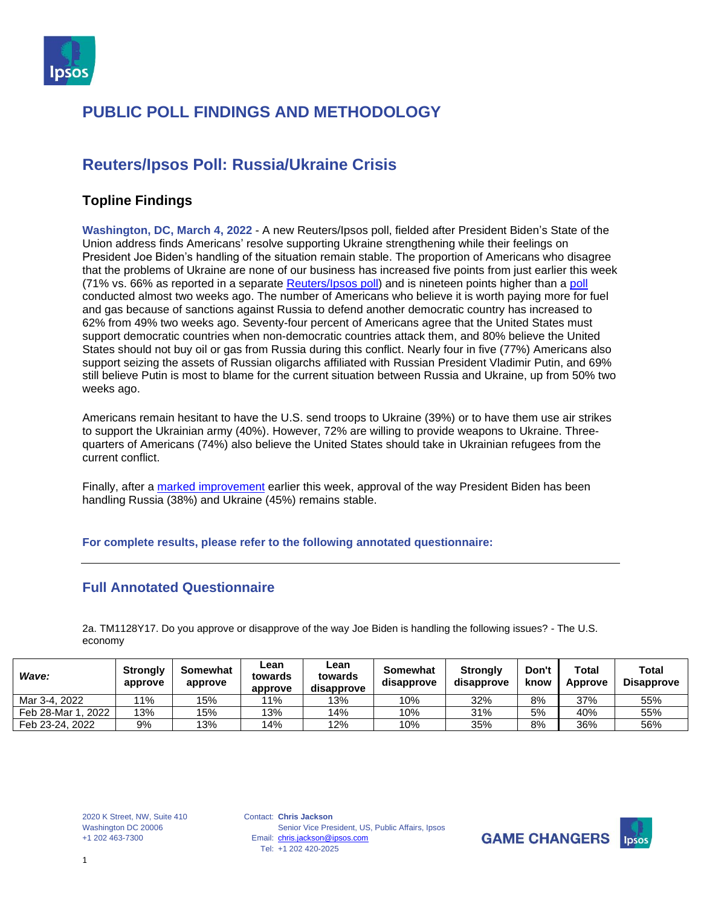## PUBLIC POLL FINDINGS AND METHODOLOGY

## Reuters/Ipsos Poll: Russia/Ukraine Crisis

### Topline Findings

**Washington, DC, March 4, 2022** - A new Reuters/Ipsos poll, fielded after President Biden's State of the Union address finds Americans' resolve supporting Ukraine strengthening while their feelings on President Joe Biden's handling of the situation remain stable. The proportion of Americans who disagree that the problems of Ukraine are none of our business has increased five points from just earlier this week (71% vs. 66% as reported in a separate [Reuters/Ipsos poll]) and is nineteen points higher than a [poll] conducted almost two weeks ago. The number of Americans who believe it is worth paying more for fuel and gas because of sanctions against Russia to defend another democratic country has increased to 62% from 49% two weeks ago. Seventy-four percent of Americans agree that the United States must support democratic countries when non-democratic countries attack them, and 80% believe the United States should not buy oil or gas from Russia during this conflict. Nearly four in five (77%) Americans also support seizing the assets of Russian oligarchs affiliated with Russian President Vladimir Putin, and 69% still believe Putin is most to blame for the current situation between Russia and Ukraine, up from 50% two weeks ago.

Americans remain hesitant to have the U.S. send troops to Ukraine (39%) or to have them use air strikes to support the Ukrainian army (40%). However, 72% are willing to provide weapons to Ukraine. Three-quarters of Americans (74%) also believe the United States should take in Ukrainian refugees from the current conflict.

Finally, after a [marked improvement] earlier this week, approval of the way President Biden has been handling Russia (38%) and Ukraine (45%) remains stable.

**For complete results, please refer to the following annotated questionnaire:**

---

## Full Annotated Questionnaire

2a. TM1128Y17. Do you approve or disapprove of the way Joe Biden is handling the following issues? - The U.S. economy

| *Wave:* | Strongly approve | Somewhat approve | Lean towards approve | Lean towards disapprove | Somewhat disapprove | Strongly disapprove | Don't know | Total Approve | Total Disapprove |
|---|---|---|---|---|---|---|---|---|---|
| Mar 3-4, 2022 | 11% | 15% | 11% | 13% | 10% | 32% | 8% | 37% | 55% |
| Feb 28-Mar 1, 2022 | 13% | 15% | 13% | 14% | 10% | 31% | 5% | 40% | 55% |
| Feb 23-24, 2022 | 9% | 13% | 14% | 12% | 10% | 35% | 8% | 36% | 56% |

2020 K Street, NW, Suite 410
Washington DC 20006
+1 202 463-7300

Contact: **Chris Jackson**
Senior Vice President, US, Public Affairs, Ipsos
Email: chris.jackson@ipsos.com
Tel: +1 202 420-2025

GAME CHANGERS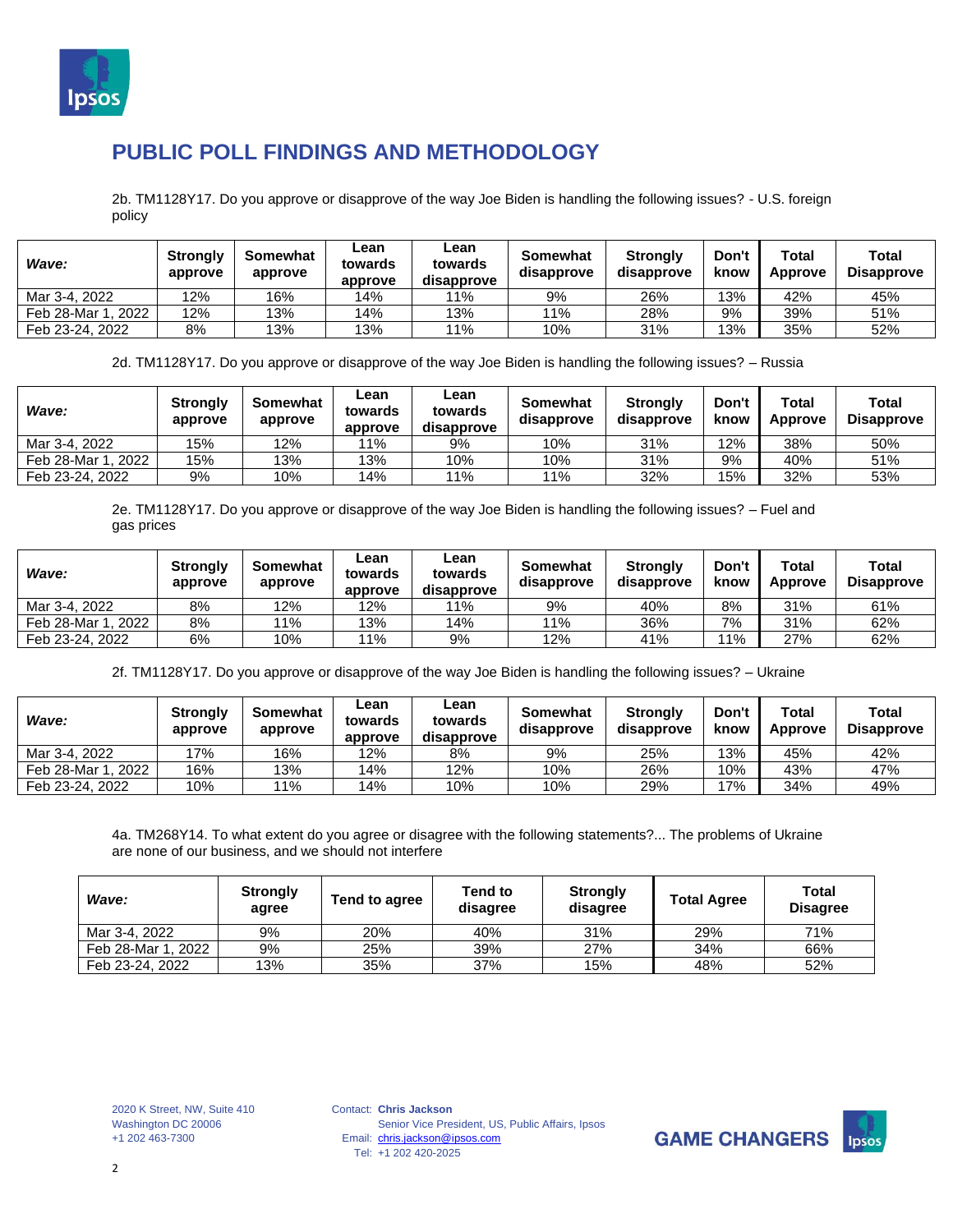## PUBLIC POLL FINDINGS AND METHODOLOGY

2b. TM1128Y17. Do you approve or disapprove of the way Joe Biden is handling the following issues? - U.S. foreign policy

| *Wave:* | Strongly approve | Somewhat approve | Lean towards approve | Lean towards disapprove | Somewhat disapprove | Strongly disapprove | Don't know | Total Approve | Total Disapprove |
|---|---|---|---|---|---|---|---|---|---|
| Mar 3-4, 2022 | 12% | 16% | 14% | 11% | 9% | 26% | 13% | 42% | 45% |
| Feb 28-Mar 1, 2022 | 12% | 13% | 14% | 13% | 11% | 28% | 9% | 39% | 51% |
| Feb 23-24, 2022 | 8% | 13% | 13% | 11% | 10% | 31% | 13% | 35% | 52% |

2d. TM1128Y17. Do you approve or disapprove of the way Joe Biden is handling the following issues? – Russia

| *Wave:* | Strongly approve | Somewhat approve | Lean towards approve | Lean towards disapprove | Somewhat disapprove | Strongly disapprove | Don't know | Total Approve | Total Disapprove |
|---|---|---|---|---|---|---|---|---|---|
| Mar 3-4, 2022 | 15% | 12% | 11% | 9% | 10% | 31% | 12% | 38% | 50% |
| Feb 28-Mar 1, 2022 | 15% | 13% | 13% | 10% | 10% | 31% | 9% | 40% | 51% |
| Feb 23-24, 2022 | 9% | 10% | 14% | 11% | 11% | 32% | 15% | 32% | 53% |

2e. TM1128Y17. Do you approve or disapprove of the way Joe Biden is handling the following issues? – Fuel and gas prices

| *Wave:* | Strongly approve | Somewhat approve | Lean towards approve | Lean towards disapprove | Somewhat disapprove | Strongly disapprove | Don't know | Total Approve | Total Disapprove |
|---|---|---|---|---|---|---|---|---|---|
| Mar 3-4, 2022 | 8% | 12% | 12% | 11% | 9% | 40% | 8% | 31% | 61% |
| Feb 28-Mar 1, 2022 | 8% | 11% | 13% | 14% | 11% | 36% | 7% | 31% | 62% |
| Feb 23-24, 2022 | 6% | 10% | 11% | 9% | 12% | 41% | 11% | 27% | 62% |

2f. TM1128Y17. Do you approve or disapprove of the way Joe Biden is handling the following issues? – Ukraine

| *Wave:* | Strongly approve | Somewhat approve | Lean towards approve | Lean towards disapprove | Somewhat disapprove | Strongly disapprove | Don't know | Total Approve | Total Disapprove |
|---|---|---|---|---|---|---|---|---|---|
| Mar 3-4, 2022 | 17% | 16% | 12% | 8% | 9% | 25% | 13% | 45% | 42% |
| Feb 28-Mar 1, 2022 | 16% | 13% | 14% | 12% | 10% | 26% | 10% | 43% | 47% |
| Feb 23-24, 2022 | 10% | 11% | 14% | 10% | 10% | 29% | 17% | 34% | 49% |

4a. TM268Y14. To what extent do you agree or disagree with the following statements?... The problems of Ukraine are none of our business, and we should not interfere

| *Wave:* | Strongly agree | Tend to agree | Tend to disagree | Strongly disagree | Total Agree | Total Disagree |
|---|---|---|---|---|---|---|
| Mar 3-4, 2022 | 9% | 20% | 40% | 31% | 29% | 71% |
| Feb 28-Mar 1, 2022 | 9% | 25% | 39% | 27% | 34% | 66% |
| Feb 23-24, 2022 | 13% | 35% | 37% | 15% | 48% | 52% |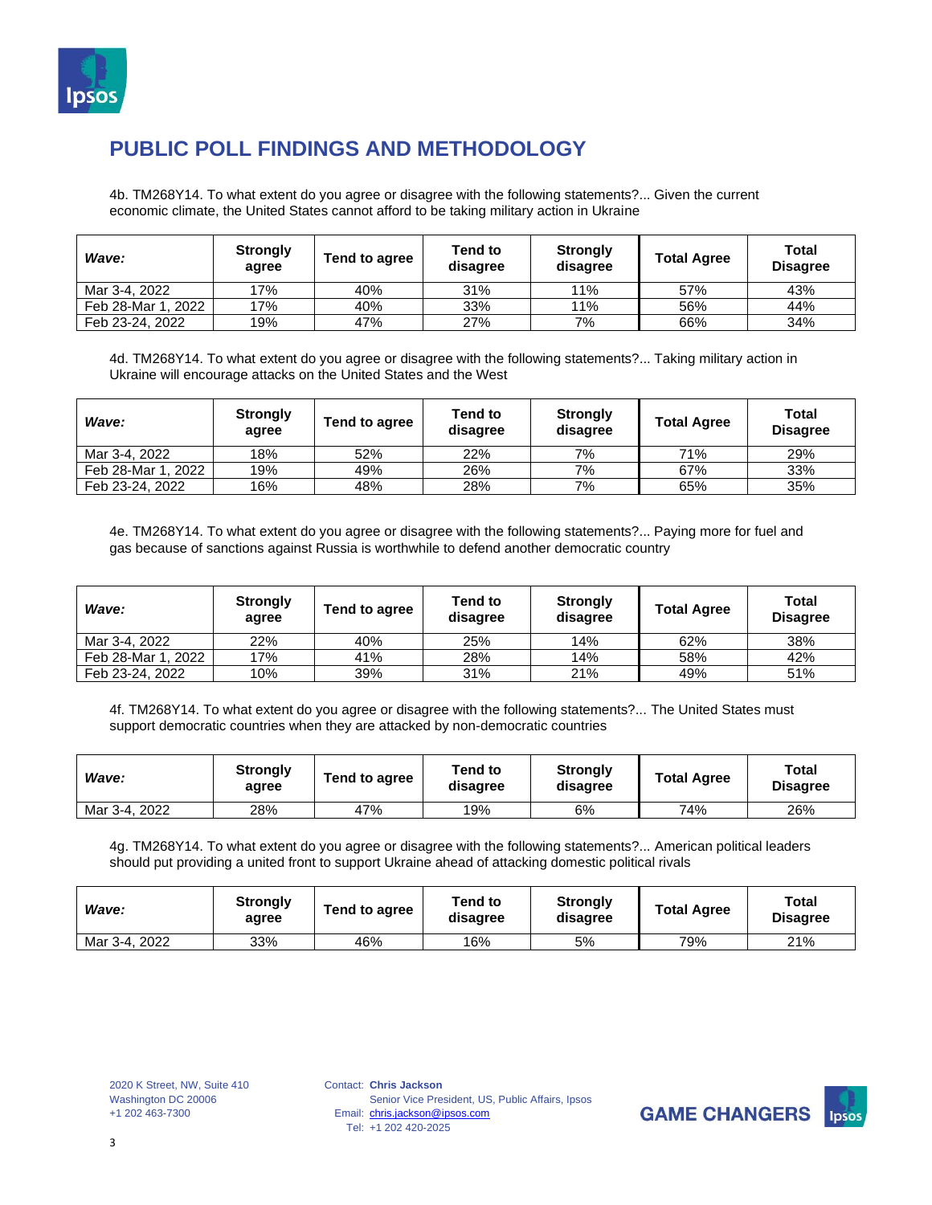## PUBLIC POLL FINDINGS AND METHODOLOGY

4b. TM268Y14. To what extent do you agree or disagree with the following statements?... Given the current economic climate, the United States cannot afford to be taking military action in Ukraine

| *Wave:* | Strongly agree | Tend to agree | Tend to disagree | Strongly disagree | Total Agree | Total Disagree |
|---|---|---|---|---|---|---|
| Mar 3-4, 2022 | 17% | 40% | 31% | 11% | 57% | 43% |
| Feb 28-Mar 1, 2022 | 17% | 40% | 33% | 11% | 56% | 44% |
| Feb 23-24, 2022 | 19% | 47% | 27% | 7% | 66% | 34% |

4d. TM268Y14. To what extent do you agree or disagree with the following statements?... Taking military action in Ukraine will encourage attacks on the United States and the West

| *Wave:* | Strongly agree | Tend to agree | Tend to disagree | Strongly disagree | Total Agree | Total Disagree |
|---|---|---|---|---|---|---|
| Mar 3-4, 2022 | 18% | 52% | 22% | 7% | 71% | 29% |
| Feb 28-Mar 1, 2022 | 19% | 49% | 26% | 7% | 67% | 33% |
| Feb 23-24, 2022 | 16% | 48% | 28% | 7% | 65% | 35% |

4e. TM268Y14. To what extent do you agree or disagree with the following statements?... Paying more for fuel and gas because of sanctions against Russia is worthwhile to defend another democratic country

| *Wave:* | Strongly agree | Tend to agree | Tend to disagree | Strongly disagree | Total Agree | Total Disagree |
|---|---|---|---|---|---|---|
| Mar 3-4, 2022 | 22% | 40% | 25% | 14% | 62% | 38% |
| Feb 28-Mar 1, 2022 | 17% | 41% | 28% | 14% | 58% | 42% |
| Feb 23-24, 2022 | 10% | 39% | 31% | 21% | 49% | 51% |

4f. TM268Y14. To what extent do you agree or disagree with the following statements?... The United States must support democratic countries when they are attacked by non-democratic countries

| *Wave:* | Strongly agree | Tend to agree | Tend to disagree | Strongly disagree | Total Agree | Total Disagree |
|---|---|---|---|---|---|---|
| Mar 3-4, 2022 | 28% | 47% | 19% | 6% | 74% | 26% |

4g. TM268Y14. To what extent do you agree or disagree with the following statements?... American political leaders should put providing a united front to support Ukraine ahead of attacking domestic political rivals

| *Wave:* | Strongly agree | Tend to agree | Tend to disagree | Strongly disagree | Total Agree | Total Disagree |
|---|---|---|---|---|---|---|
| Mar 3-4, 2022 | 33% | 46% | 16% | 5% | 79% | 21% |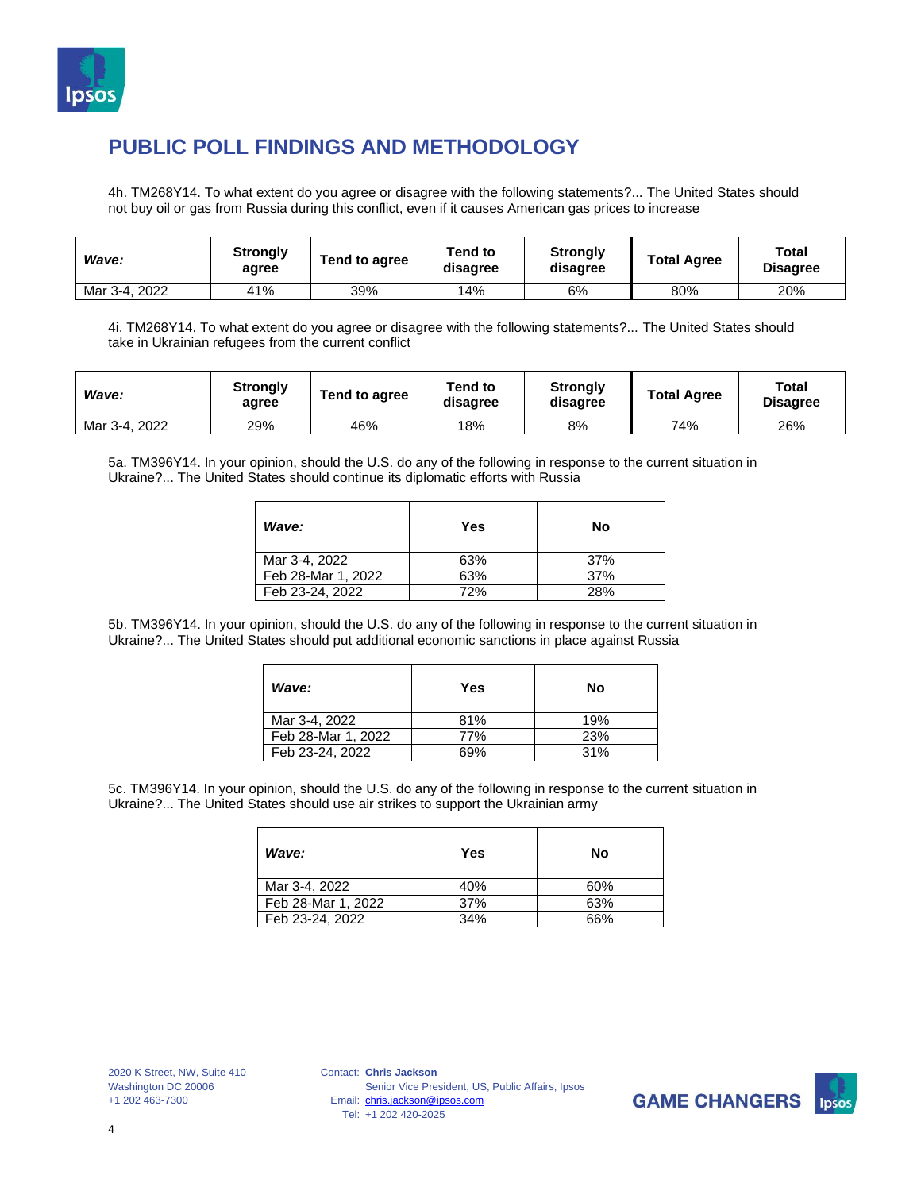## PUBLIC POLL FINDINGS AND METHODOLOGY

4h. TM268Y14. To what extent do you agree or disagree with the following statements?... The United States should not buy oil or gas from Russia during this conflict, even if it causes American gas prices to increase

| *Wave:* | Strongly agree | Tend to agree | Tend to disagree | Strongly disagree | Total Agree | Total Disagree |
|---|---|---|---|---|---|---|
| Mar 3-4, 2022 | 41% | 39% | 14% | 6% | 80% | 20% |

4i. TM268Y14. To what extent do you agree or disagree with the following statements?... The United States should take in Ukrainian refugees from the current conflict

| *Wave:* | Strongly agree | Tend to agree | Tend to disagree | Strongly disagree | Total Agree | Total Disagree |
|---|---|---|---|---|---|---|
| Mar 3-4, 2022 | 29% | 46% | 18% | 8% | 74% | 26% |

5a. TM396Y14. In your opinion, should the U.S. do any of the following in response to the current situation in Ukraine?... The United States should continue its diplomatic efforts with Russia

| *Wave:* | Yes | No |
|---|---|---|
| Mar 3-4, 2022 | 63% | 37% |
| Feb 28-Mar 1, 2022 | 63% | 37% |
| Feb 23-24, 2022 | 72% | 28% |

5b. TM396Y14. In your opinion, should the U.S. do any of the following in response to the current situation in Ukraine?... The United States should put additional economic sanctions in place against Russia

| *Wave:* | Yes | No |
|---|---|---|
| Mar 3-4, 2022 | 81% | 19% |
| Feb 28-Mar 1, 2022 | 77% | 23% |
| Feb 23-24, 2022 | 69% | 31% |

5c. TM396Y14. In your opinion, should the U.S. do any of the following in response to the current situation in Ukraine?... The United States should use air strikes to support the Ukrainian army

| *Wave:* | Yes | No |
|---|---|---|
| Mar 3-4, 2022 | 40% | 60% |
| Feb 28-Mar 1, 2022 | 37% | 63% |
| Feb 23-24, 2022 | 34% | 66% |

2020 K Street, NW, Suite 410
Washington DC 20006
+1 202 463-7300

Contact: **Chris Jackson**
Senior Vice President, US, Public Affairs, Ipsos
Email: chris.jackson@ipsos.com
Tel: +1 202 420-2025

**GAME CHANGERS**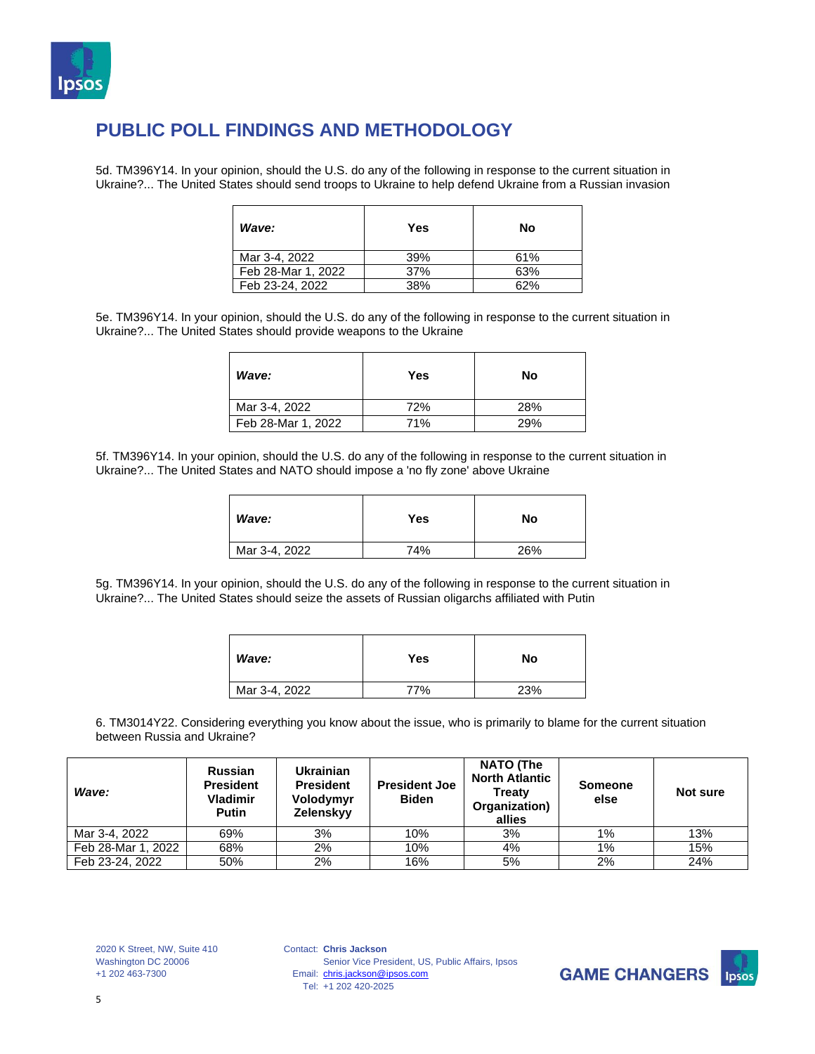## PUBLIC POLL FINDINGS AND METHODOLOGY

5d. TM396Y14. In your opinion, should the U.S. do any of the following in response to the current situation in Ukraine?... The United States should send troops to Ukraine to help defend Ukraine from a Russian invasion

| ***Wave:*** | **Yes** | **No** |
|---|---|---|
| Mar 3-4, 2022 | 39% | 61% |
| Feb 28-Mar 1, 2022 | 37% | 63% |
| Feb 23-24, 2022 | 38% | 62% |

5e. TM396Y14. In your opinion, should the U.S. do any of the following in response to the current situation in Ukraine?... The United States should provide weapons to the Ukraine

| ***Wave:*** | **Yes** | **No** |
|---|---|---|
| Mar 3-4, 2022 | 72% | 28% |
| Feb 28-Mar 1, 2022 | 71% | 29% |

5f. TM396Y14. In your opinion, should the U.S. do any of the following in response to the current situation in Ukraine?... The United States and NATO should impose a 'no fly zone' above Ukraine

| ***Wave:*** | **Yes** | **No** |
|---|---|---|
| Mar 3-4, 2022 | 74% | 26% |

5g. TM396Y14. In your opinion, should the U.S. do any of the following in response to the current situation in Ukraine?... The United States should seize the assets of Russian oligarchs affiliated with Putin

| ***Wave:*** | **Yes** | **No** |
|---|---|---|
| Mar 3-4, 2022 | 77% | 23% |

6. TM3014Y22. Considering everything you know about the issue, who is primarily to blame for the current situation between Russia and Ukraine?

| ***Wave:*** | **Russian President Vladimir Putin** | **Ukrainian President Volodymyr Zelenskyy** | **President Joe Biden** | **NATO (The North Atlantic Treaty Organization) allies** | **Someone else** | **Not sure** |
|---|---|---|---|---|---|---|
| Mar 3-4, 2022 | 69% | 3% | 10% | 3% | 1% | 13% |
| Feb 28-Mar 1, 2022 | 68% | 2% | 10% | 4% | 1% | 15% |
| Feb 23-24, 2022 | 50% | 2% | 16% | 5% | 2% | 24% |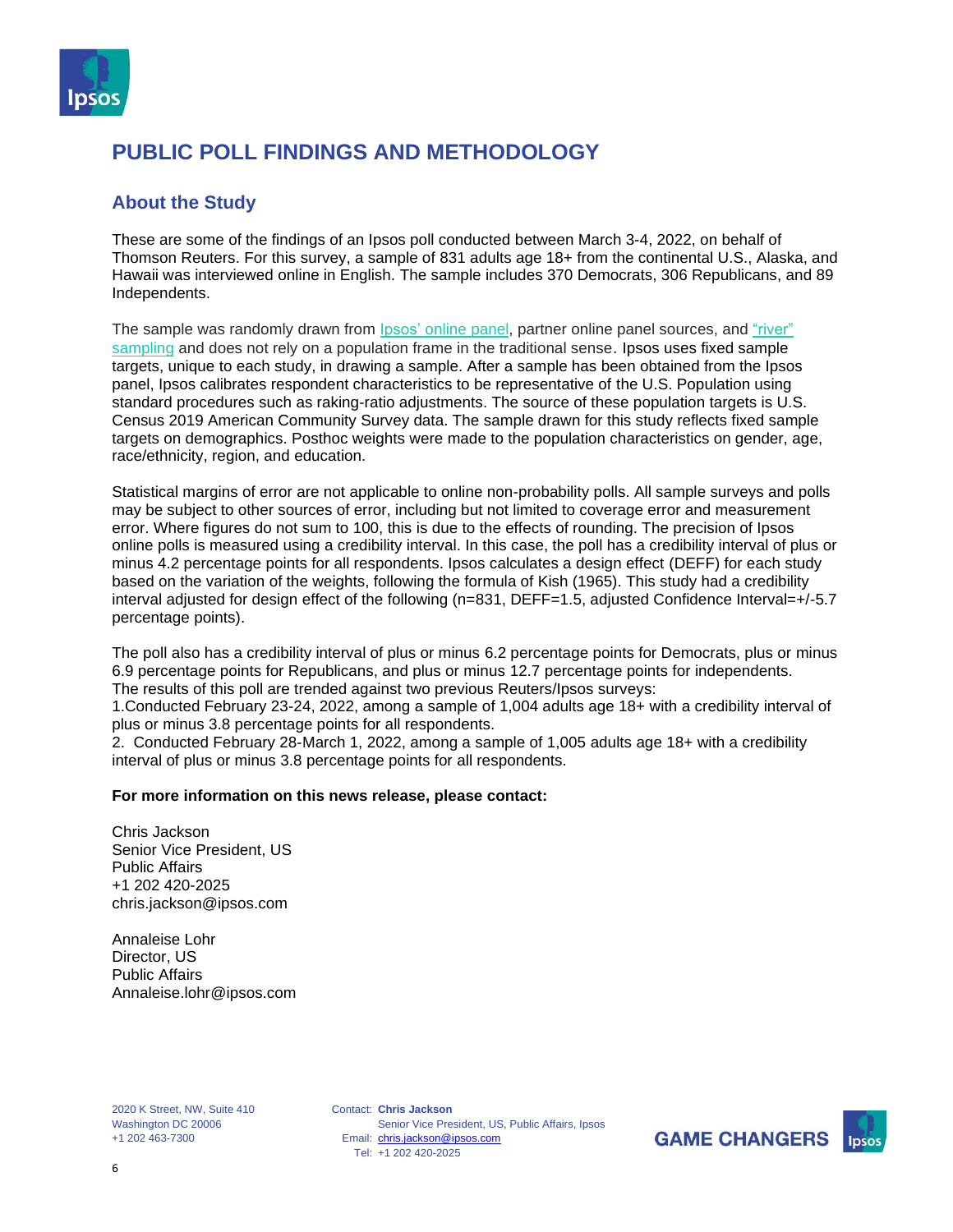# PUBLIC POLL FINDINGS AND METHODOLOGY

## About the Study

These are some of the findings of an Ipsos poll conducted between March 3-4, 2022, on behalf of Thomson Reuters. For this survey, a sample of 831 adults age 18+ from the continental U.S., Alaska, and Hawaii was interviewed online in English. The sample includes 370 Democrats, 306 Republicans, and 89 Independents.

The sample was randomly drawn from Ipsos' online panel, partner online panel sources, and "river" sampling and does not rely on a population frame in the traditional sense. Ipsos uses fixed sample targets, unique to each study, in drawing a sample. After a sample has been obtained from the Ipsos panel, Ipsos calibrates respondent characteristics to be representative of the U.S. Population using standard procedures such as raking-ratio adjustments. The source of these population targets is U.S. Census 2019 American Community Survey data. The sample drawn for this study reflects fixed sample targets on demographics. Posthoc weights were made to the population characteristics on gender, age, race/ethnicity, region, and education.

Statistical margins of error are not applicable to online non-probability polls. All sample surveys and polls may be subject to other sources of error, including but not limited to coverage error and measurement error. Where figures do not sum to 100, this is due to the effects of rounding. The precision of Ipsos online polls is measured using a credibility interval. In this case, the poll has a credibility interval of plus or minus 4.2 percentage points for all respondents. Ipsos calculates a design effect (DEFF) for each study based on the variation of the weights, following the formula of Kish (1965). This study had a credibility interval adjusted for design effect of the following (n=831, DEFF=1.5, adjusted Confidence Interval=+/-5.7 percentage points).

The poll also has a credibility interval of plus or minus 6.2 percentage points for Democrats, plus or minus 6.9 percentage points for Republicans, and plus or minus 12.7 percentage points for independents.
The results of this poll are trended against two previous Reuters/Ipsos surveys:
1. Conducted February 23-24, 2022, among a sample of 1,004 adults age 18+ with a credibility interval of plus or minus 3.8 percentage points for all respondents.
2. Conducted February 28-March 1, 2022, among a sample of 1,005 adults age 18+ with a credibility interval of plus or minus 3.8 percentage points for all respondents.

**For more information on this news release, please contact:**

Chris Jackson
Senior Vice President, US
Public Affairs
+1 202 420-2025
chris.jackson@ipsos.com

Annaleise Lohr
Director, US
Public Affairs
Annaleise.lohr@ipsos.com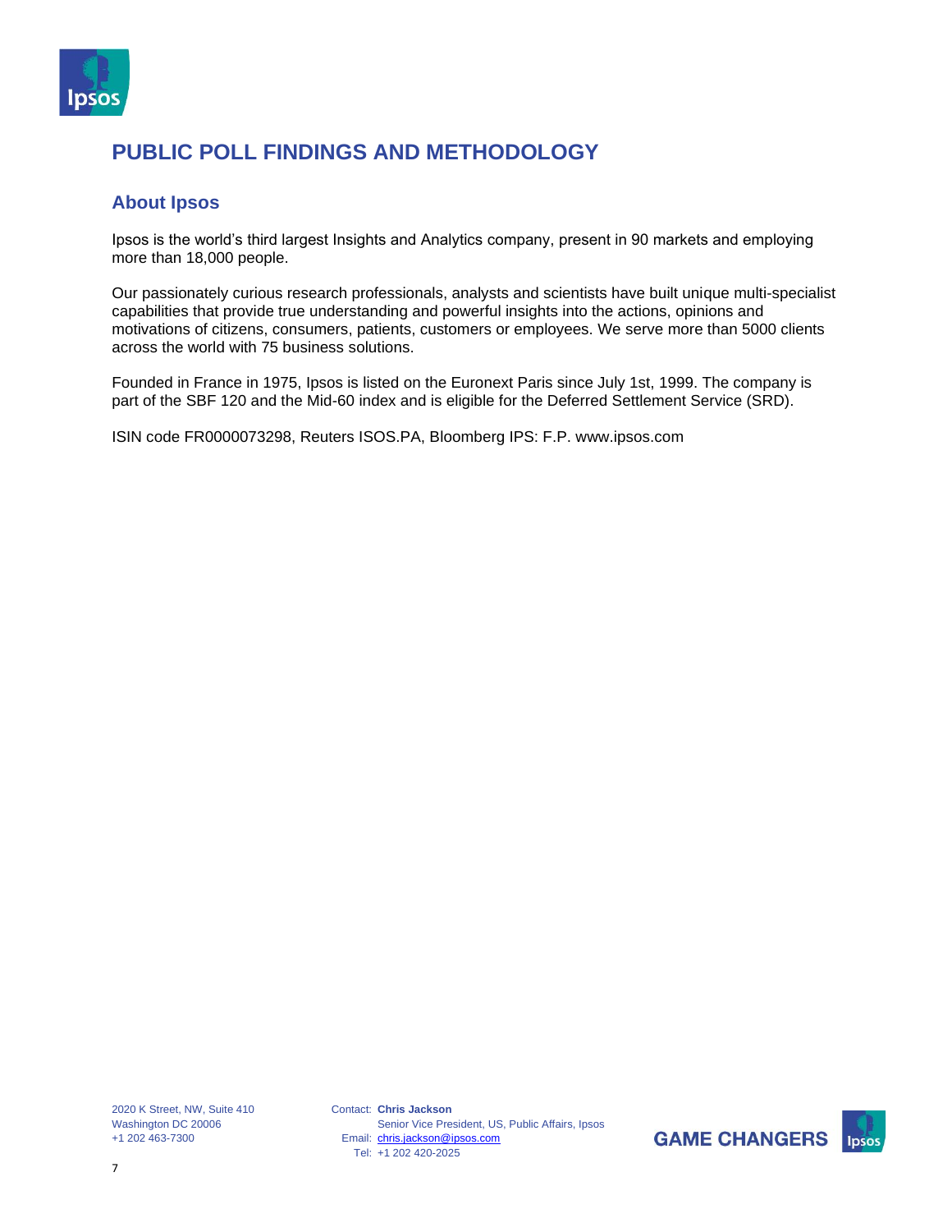# PUBLIC POLL FINDINGS AND METHODOLOGY

## About Ipsos

Ipsos is the world's third largest Insights and Analytics company, present in 90 markets and employing more than 18,000 people.

Our passionately curious research professionals, analysts and scientists have built unique multi-specialist capabilities that provide true understanding and powerful insights into the actions, opinions and motivations of citizens, consumers, patients, customers or employees. We serve more than 5000 clients across the world with 75 business solutions.

Founded in France in 1975, Ipsos is listed on the Euronext Paris since July 1st, 1999. The company is part of the SBF 120 and the Mid-60 index and is eligible for the Deferred Settlement Service (SRD).

ISIN code FR0000073298, Reuters ISOS.PA, Bloomberg IPS: F.P. www.ipsos.com

2020 K Street, NW, Suite 410
Washington DC 20006
+1 202 463-7300

Contact: **Chris Jackson**
Senior Vice President, US, Public Affairs, Ipsos
Email: chris.jackson@ipsos.com
Tel: +1 202 420-2025

**GAME CHANGERS**